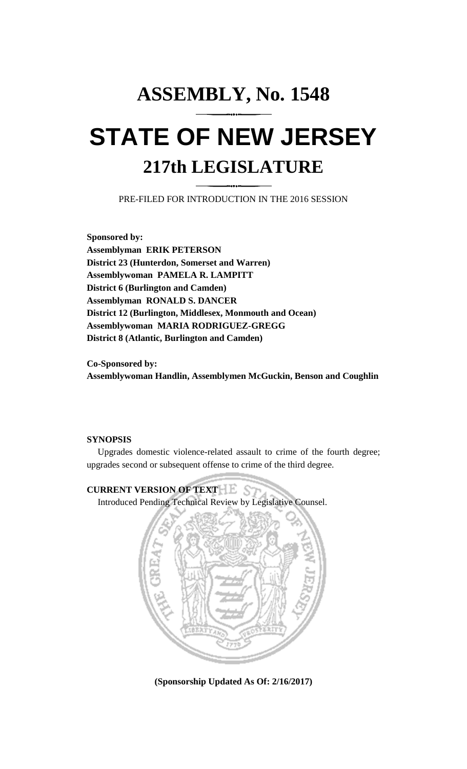# ASSEMBLY, No. 1548

# STATE OF NEW JERSEY

## 217th LEGISLATURE

PRE-FILED FOR INTRODUCTION IN THE 2016 SESSION

**Sponsored by:**
**Assemblyman ERIK PETERSON**
**District 23 (Hunterdon, Somerset and Warren)**
**Assemblywoman PAMELA R. LAMPITT**
**District 6 (Burlington and Camden)**
**Assemblyman RONALD S. DANCER**
**District 12 (Burlington, Middlesex, Monmouth and Ocean)**
**Assemblywoman MARIA RODRIGUEZ-GREGG**
**District 8 (Atlantic, Burlington and Camden)**

**Co-Sponsored by:**
**Assemblywoman Handlin, Assemblymen McGuckin, Benson and Coughlin**

**SYNOPSIS**

Upgrades domestic violence-related assault to crime of the fourth degree; upgrades second or subsequent offense to crime of the third degree.

**CURRENT VERSION OF TEXT**

Introduced Pending Technical Review by Legislative Counsel.

**(Sponsorship Updated As Of: 2/16/2017)**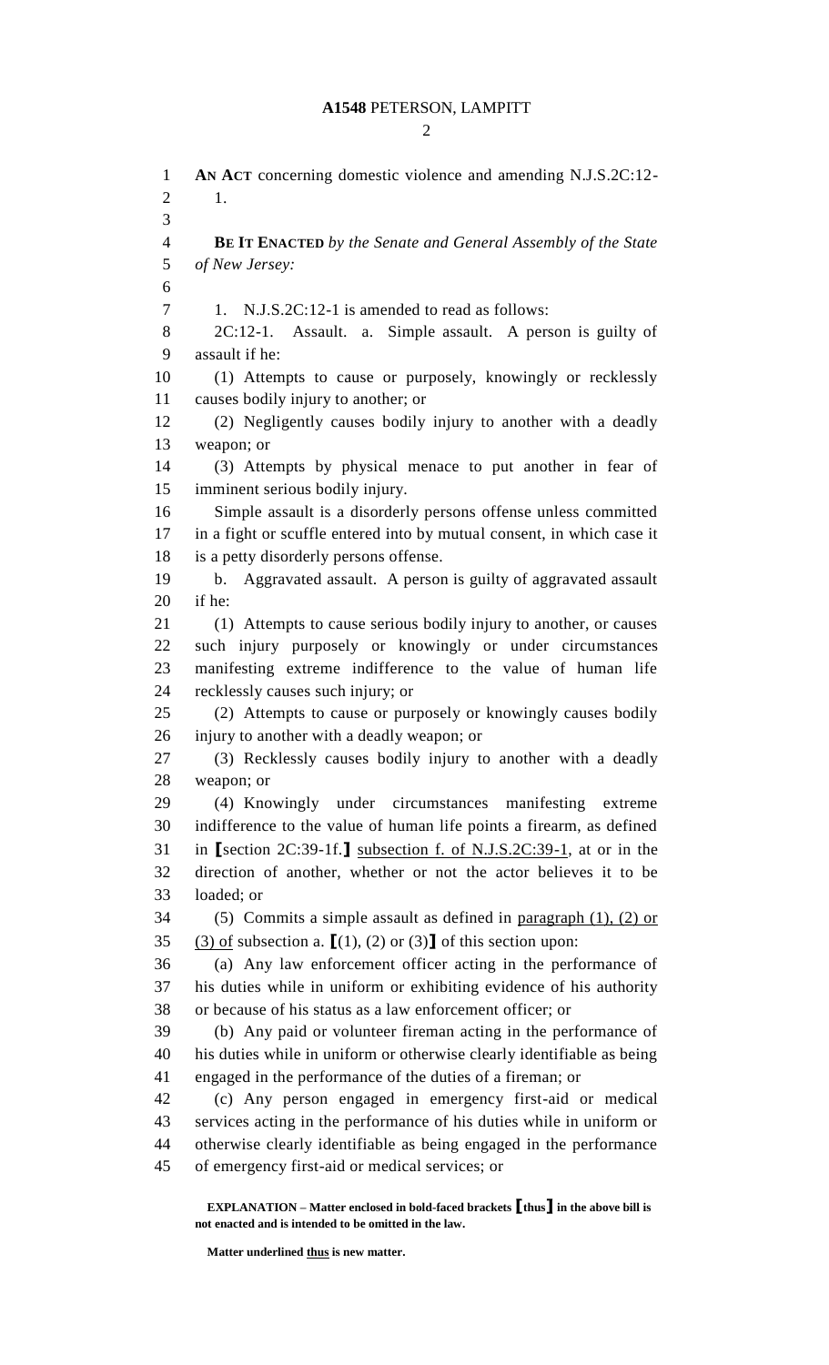**AN ACT** concerning domestic violence and amending N.J.S.2C:12-1.

**BE IT ENACTED** *by the Senate and General Assembly of the State of New Jersey:*

1. N.J.S.2C:12-1 is amended to read as follows:

2C:12-1. Assault. a. Simple assault. A person is guilty of assault if he:

(1) Attempts to cause or purposely, knowingly or recklessly causes bodily injury to another; or

(2) Negligently causes bodily injury to another with a deadly weapon; or

(3) Attempts by physical menace to put another in fear of imminent serious bodily injury.

Simple assault is a disorderly persons offense unless committed in a fight or scuffle entered into by mutual consent, in which case it is a petty disorderly persons offense.

b. Aggravated assault. A person is guilty of aggravated assault if he:

(1) Attempts to cause serious bodily injury to another, or causes such injury purposely or knowingly or under circumstances manifesting extreme indifference to the value of human life recklessly causes such injury; or

(2) Attempts to cause or purposely or knowingly causes bodily injury to another with a deadly weapon; or

(3) Recklessly causes bodily injury to another with a deadly weapon; or

(4) Knowingly under circumstances manifesting extreme indifference to the value of human life points a firearm, as defined in **[**section 2C:39-1f.**]** <u>subsection f. of N.J.S.2C:39-1</u>, at or in the direction of another, whether or not the actor believes it to be loaded; or

(5) Commits a simple assault as defined in <u>paragraph (1), (2) or (3) of</u> subsection a. **[**(1), (2) or (3)**]** of this section upon:

(a) Any law enforcement officer acting in the performance of his duties while in uniform or exhibiting evidence of his authority or because of his status as a law enforcement officer; or

(b) Any paid or volunteer fireman acting in the performance of his duties while in uniform or otherwise clearly identifiable as being engaged in the performance of the duties of a fireman; or

(c) Any person engaged in emergency first-aid or medical services acting in the performance of his duties while in uniform or otherwise clearly identifiable as being engaged in the performance of emergency first-aid or medical services; or

**EXPLANATION – Matter enclosed in bold-faced brackets [thus] in the above bill is not enacted and is intended to be omitted in the law.**

**Matter underlined <u>thus</u> is new matter.**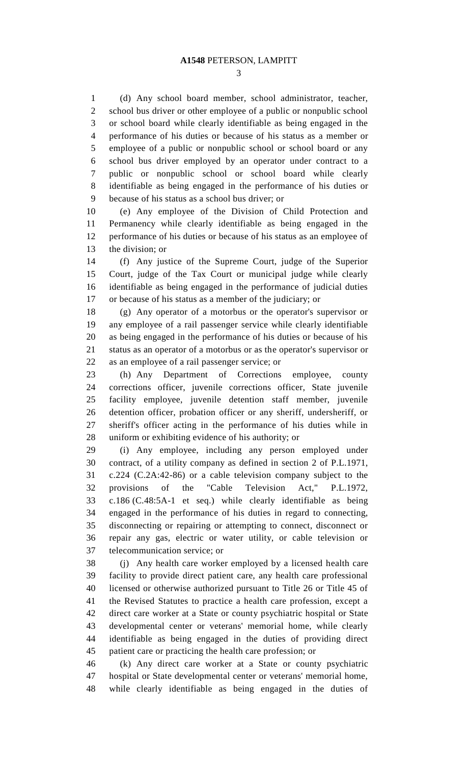(d) Any school board member, school administrator, teacher, school bus driver or other employee of a public or nonpublic school or school board while clearly identifiable as being engaged in the performance of his duties or because of his status as a member or employee of a public or nonpublic school or school board or any school bus driver employed by an operator under contract to a public or nonpublic school or school board while clearly identifiable as being engaged in the performance of his duties or because of his status as a school bus driver; or

(e) Any employee of the Division of Child Protection and Permanency while clearly identifiable as being engaged in the performance of his duties or because of his status as an employee of the division; or

(f) Any justice of the Supreme Court, judge of the Superior Court, judge of the Tax Court or municipal judge while clearly identifiable as being engaged in the performance of judicial duties or because of his status as a member of the judiciary; or

(g) Any operator of a motorbus or the operator's supervisor or any employee of a rail passenger service while clearly identifiable as being engaged in the performance of his duties or because of his status as an operator of a motorbus or as the operator's supervisor or as an employee of a rail passenger service; or

(h) Any Department of Corrections employee, county corrections officer, juvenile corrections officer, State juvenile facility employee, juvenile detention staff member, juvenile detention officer, probation officer or any sheriff, undersheriff, or sheriff's officer acting in the performance of his duties while in uniform or exhibiting evidence of his authority; or

(i) Any employee, including any person employed under contract, of a utility company as defined in section 2 of P.L.1971, c.224 (C.2A:42-86) or a cable television company subject to the provisions of the "Cable Television Act," P.L.1972, c.186 (C.48:5A-1 et seq.) while clearly identifiable as being engaged in the performance of his duties in regard to connecting, disconnecting or repairing or attempting to connect, disconnect or repair any gas, electric or water utility, or cable television or telecommunication service; or

(j) Any health care worker employed by a licensed health care facility to provide direct patient care, any health care professional licensed or otherwise authorized pursuant to Title 26 or Title 45 of the Revised Statutes to practice a health care profession, except a direct care worker at a State or county psychiatric hospital or State developmental center or veterans' memorial home, while clearly identifiable as being engaged in the duties of providing direct patient care or practicing the health care profession; or

(k) Any direct care worker at a State or county psychiatric hospital or State developmental center or veterans' memorial home, while clearly identifiable as being engaged in the duties of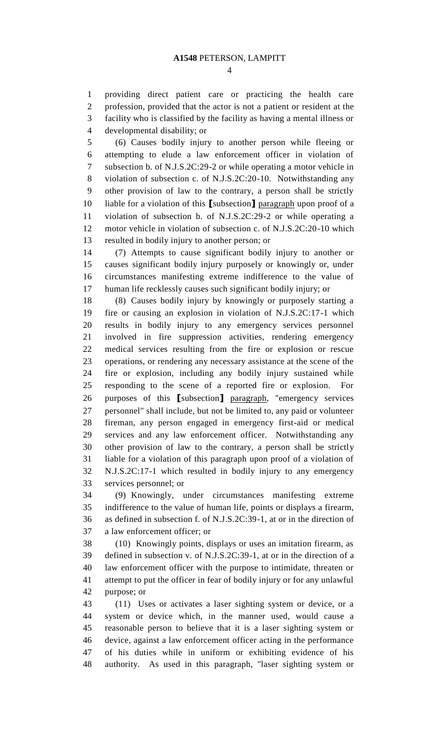providing direct patient care or practicing the health care profession, provided that the actor is not a patient or resident at the facility who is classified by the facility as having a mental illness or developmental disability; or

(6) Causes bodily injury to another person while fleeing or attempting to elude a law enforcement officer in violation of subsection b. of N.J.S.2C:29-2 or while operating a motor vehicle in violation of subsection c. of N.J.S.2C:20-10. Notwithstanding any other provision of law to the contrary, a person shall be strictly liable for a violation of this [subsection] paragraph upon proof of a violation of subsection b. of N.J.S.2C:29-2 or while operating a motor vehicle in violation of subsection c. of N.J.S.2C:20-10 which resulted in bodily injury to another person; or

(7) Attempts to cause significant bodily injury to another or causes significant bodily injury purposely or knowingly or, under circumstances manifesting extreme indifference to the value of human life recklessly causes such significant bodily injury; or

(8) Causes bodily injury by knowingly or purposely starting a fire or causing an explosion in violation of N.J.S.2C:17-1 which results in bodily injury to any emergency services personnel involved in fire suppression activities, rendering emergency medical services resulting from the fire or explosion or rescue operations, or rendering any necessary assistance at the scene of the fire or explosion, including any bodily injury sustained while responding to the scene of a reported fire or explosion. For purposes of this [subsection] paragraph, "emergency services personnel" shall include, but not be limited to, any paid or volunteer fireman, any person engaged in emergency first-aid or medical services and any law enforcement officer. Notwithstanding any other provision of law to the contrary, a person shall be strictly liable for a violation of this paragraph upon proof of a violation of N.J.S.2C:17-1 which resulted in bodily injury to any emergency services personnel; or

(9) Knowingly, under circumstances manifesting extreme indifference to the value of human life, points or displays a firearm, as defined in subsection f. of N.J.S.2C:39-1, at or in the direction of a law enforcement officer; or

(10) Knowingly points, displays or uses an imitation firearm, as defined in subsection v. of N.J.S.2C:39-1, at or in the direction of a law enforcement officer with the purpose to intimidate, threaten or attempt to put the officer in fear of bodily injury or for any unlawful purpose; or

(11) Uses or activates a laser sighting system or device, or a system or device which, in the manner used, would cause a reasonable person to believe that it is a laser sighting system or device, against a law enforcement officer acting in the performance of his duties while in uniform or exhibiting evidence of his authority. As used in this paragraph, "laser sighting system or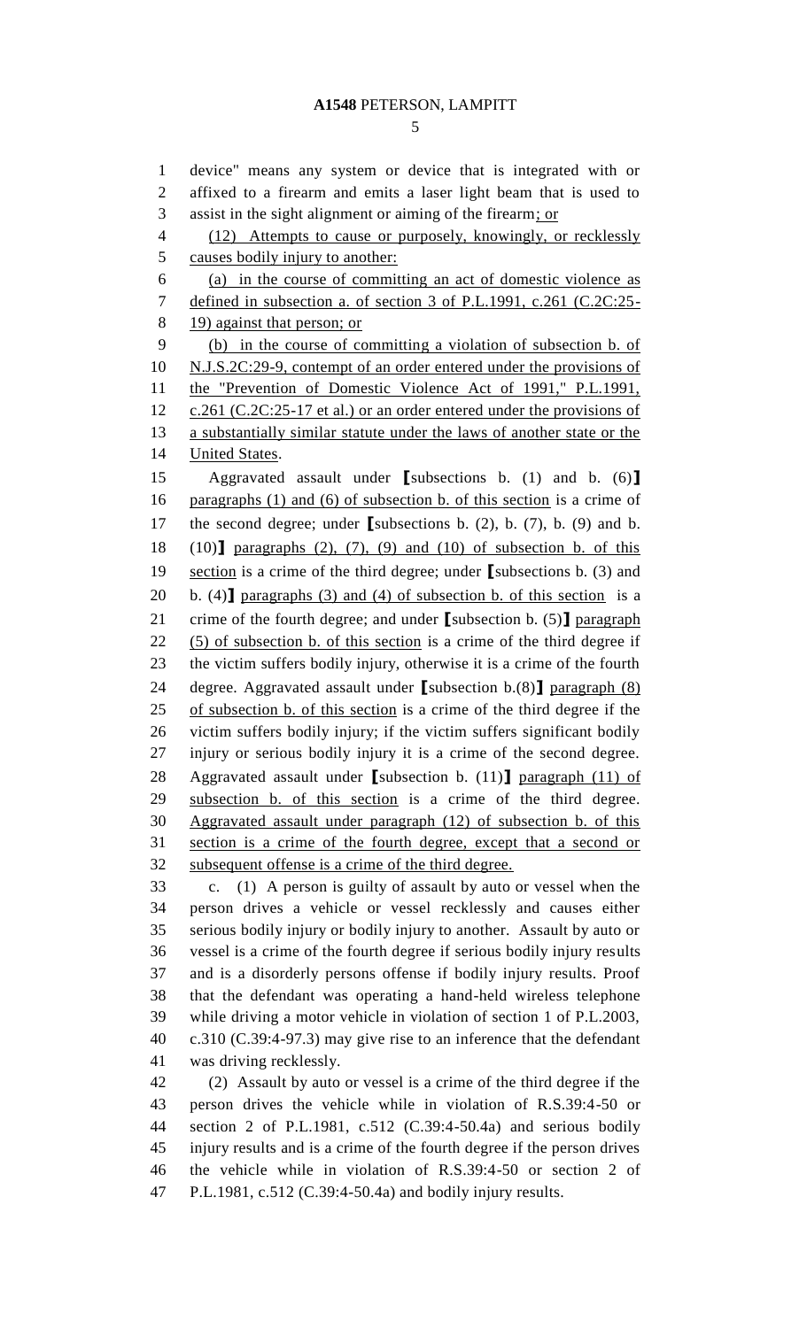device" means any system or device that is integrated with or affixed to a firearm and emits a laser light beam that is used to assist in the sight alignment or aiming of the firearm; or

(12) Attempts to cause or purposely, knowingly, or recklessly causes bodily injury to another:

(a) in the course of committing an act of domestic violence as defined in subsection a. of section 3 of P.L.1991, c.261 (C.2C:25-19) against that person; or

(b) in the course of committing a violation of subsection b. of N.J.S.2C:29-9, contempt of an order entered under the provisions of the "Prevention of Domestic Violence Act of 1991," P.L.1991, c.261 (C.2C:25-17 et al.) or an order entered under the provisions of a substantially similar statute under the laws of another state or the United States.

Aggravated assault under [subsections b. (1) and b. (6)] paragraphs (1) and (6) of subsection b. of this section is a crime of the second degree; under [subsections b. (2), b. (7), b. (9) and b. (10)] paragraphs (2), (7), (9) and (10) of subsection b. of this section is a crime of the third degree; under [subsections b. (3) and b. (4)] paragraphs (3) and (4) of subsection b. of this section is a crime of the fourth degree; and under [subsection b. (5)] paragraph (5) of subsection b. of this section is a crime of the third degree if the victim suffers bodily injury, otherwise it is a crime of the fourth degree. Aggravated assault under [subsection b.(8)] paragraph (8) of subsection b. of this section is a crime of the third degree if the victim suffers bodily injury; if the victim suffers significant bodily injury or serious bodily injury it is a crime of the second degree. Aggravated assault under [subsection b. (11)] paragraph (11) of subsection b. of this section is a crime of the third degree. Aggravated assault under paragraph (12) of subsection b. of this section is a crime of the fourth degree, except that a second or subsequent offense is a crime of the third degree.

c. (1) A person is guilty of assault by auto or vessel when the person drives a vehicle or vessel recklessly and causes either serious bodily injury or bodily injury to another. Assault by auto or vessel is a crime of the fourth degree if serious bodily injury results and is a disorderly persons offense if bodily injury results. Proof that the defendant was operating a hand-held wireless telephone while driving a motor vehicle in violation of section 1 of P.L.2003, c.310 (C.39:4-97.3) may give rise to an inference that the defendant was driving recklessly.

(2) Assault by auto or vessel is a crime of the third degree if the person drives the vehicle while in violation of R.S.39:4-50 or section 2 of P.L.1981, c.512 (C.39:4-50.4a) and serious bodily injury results and is a crime of the fourth degree if the person drives the vehicle while in violation of R.S.39:4-50 or section 2 of P.L.1981, c.512 (C.39:4-50.4a) and bodily injury results.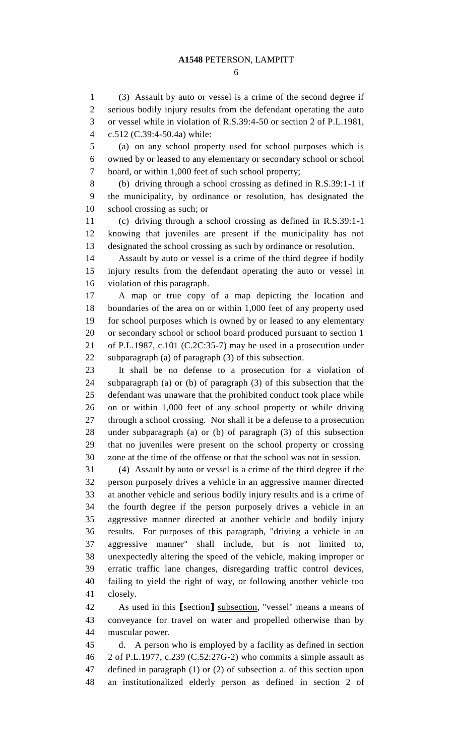(3) Assault by auto or vessel is a crime of the second degree if serious bodily injury results from the defendant operating the auto or vessel while in violation of R.S.39:4-50 or section 2 of P.L.1981, c.512 (C.39:4-50.4a) while:

(a) on any school property used for school purposes which is owned by or leased to any elementary or secondary school or school board, or within 1,000 feet of such school property;

(b) driving through a school crossing as defined in R.S.39:1-1 if the municipality, by ordinance or resolution, has designated the school crossing as such; or

(c) driving through a school crossing as defined in R.S.39:1-1 knowing that juveniles are present if the municipality has not designated the school crossing as such by ordinance or resolution.

Assault by auto or vessel is a crime of the third degree if bodily injury results from the defendant operating the auto or vessel in violation of this paragraph.

A map or true copy of a map depicting the location and boundaries of the area on or within 1,000 feet of any property used for school purposes which is owned by or leased to any elementary or secondary school or school board produced pursuant to section 1 of P.L.1987, c.101 (C.2C:35-7) may be used in a prosecution under subparagraph (a) of paragraph (3) of this subsection.

It shall be no defense to a prosecution for a violation of subparagraph (a) or (b) of paragraph (3) of this subsection that the defendant was unaware that the prohibited conduct took place while on or within 1,000 feet of any school property or while driving through a school crossing. Nor shall it be a defense to a prosecution under subparagraph (a) or (b) of paragraph (3) of this subsection that no juveniles were present on the school property or crossing zone at the time of the offense or that the school was not in session.

(4) Assault by auto or vessel is a crime of the third degree if the person purposely drives a vehicle in an aggressive manner directed at another vehicle and serious bodily injury results and is a crime of the fourth degree if the person purposely drives a vehicle in an aggressive manner directed at another vehicle and bodily injury results. For purposes of this paragraph, "driving a vehicle in an aggressive manner" shall include, but is not limited to, unexpectedly altering the speed of the vehicle, making improper or erratic traffic lane changes, disregarding traffic control devices, failing to yield the right of way, or following another vehicle too closely.

As used in this [section] <u>subsection</u>, "vessel" means a means of conveyance for travel on water and propelled otherwise than by muscular power.

d. A person who is employed by a facility as defined in section 2 of P.L.1977, c.239 (C.52:27G-2) who commits a simple assault as defined in paragraph (1) or (2) of subsection a. of this section upon an institutionalized elderly person as defined in section 2 of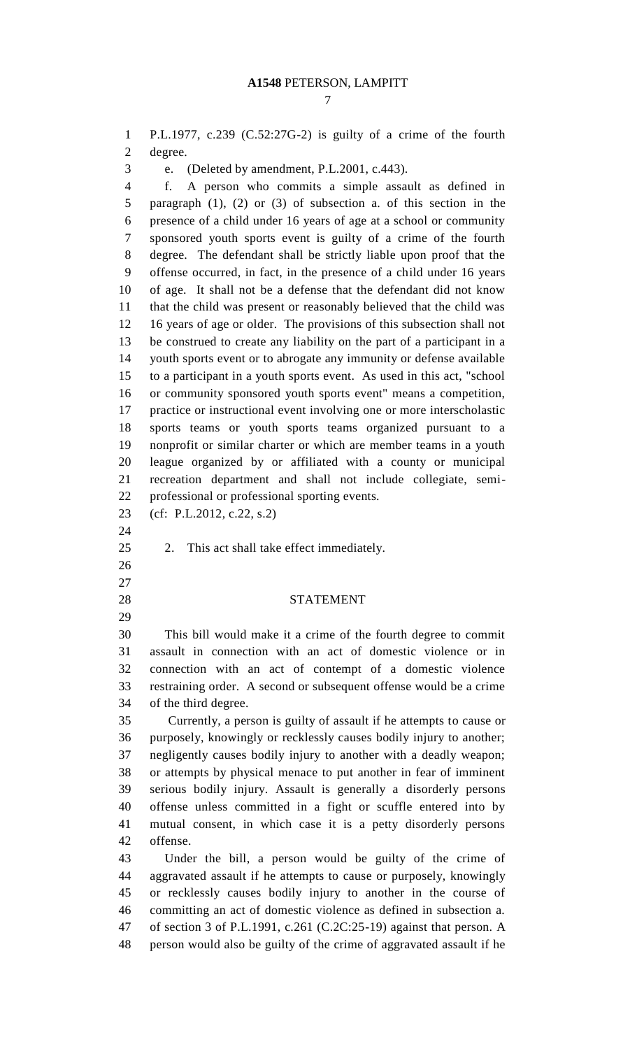P.L.1977, c.239 (C.52:27G-2) is guilty of a crime of the fourth degree.

e. (Deleted by amendment, P.L.2001, c.443).

f. A person who commits a simple assault as defined in paragraph (1), (2) or (3) of subsection a. of this section in the presence of a child under 16 years of age at a school or community sponsored youth sports event is guilty of a crime of the fourth degree. The defendant shall be strictly liable upon proof that the offense occurred, in fact, in the presence of a child under 16 years of age. It shall not be a defense that the defendant did not know that the child was present or reasonably believed that the child was 16 years of age or older. The provisions of this subsection shall not be construed to create any liability on the part of a participant in a youth sports event or to abrogate any immunity or defense available to a participant in a youth sports event. As used in this act, "school or community sponsored youth sports event" means a competition, practice or instructional event involving one or more interscholastic sports teams or youth sports teams organized pursuant to a nonprofit or similar charter or which are member teams in a youth league organized by or affiliated with a county or municipal recreation department and shall not include collegiate, semi-professional or professional sporting events.

(cf: P.L.2012, c.22, s.2)

2. This act shall take effect immediately.

## STATEMENT

This bill would make it a crime of the fourth degree to commit assault in connection with an act of domestic violence or in connection with an act of contempt of a domestic violence restraining order. A second or subsequent offense would be a crime of the third degree.

Currently, a person is guilty of assault if he attempts to cause or purposely, knowingly or recklessly causes bodily injury to another; negligently causes bodily injury to another with a deadly weapon; or attempts by physical menace to put another in fear of imminent serious bodily injury. Assault is generally a disorderly persons offense unless committed in a fight or scuffle entered into by mutual consent, in which case it is a petty disorderly persons offense.

Under the bill, a person would be guilty of the crime of aggravated assault if he attempts to cause or purposely, knowingly or recklessly causes bodily injury to another in the course of committing an act of domestic violence as defined in subsection a. of section 3 of P.L.1991, c.261 (C.2C:25-19) against that person. A person would also be guilty of the crime of aggravated assault if he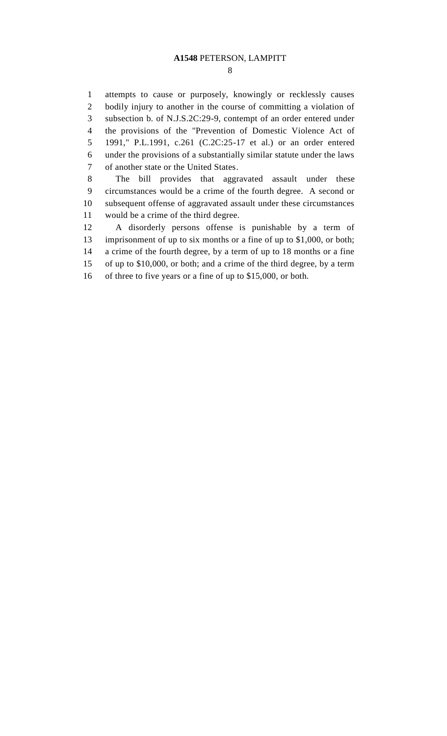attempts to cause or purposely, knowingly or recklessly causes bodily injury to another in the course of committing a violation of subsection b. of N.J.S.2C:29-9, contempt of an order entered under the provisions of the "Prevention of Domestic Violence Act of 1991," P.L.1991, c.261 (C.2C:25-17 et al.) or an order entered under the provisions of a substantially similar statute under the laws of another state or the United States.

The bill provides that aggravated assault under these circumstances would be a crime of the fourth degree. A second or subsequent offense of aggravated assault under these circumstances would be a crime of the third degree.

A disorderly persons offense is punishable by a term of imprisonment of up to six months or a fine of up to $1,000, or both; a crime of the fourth degree, by a term of up to 18 months or a fine of up to $10,000, or both; and a crime of the third degree, by a term of three to five years or a fine of up to $15,000, or both.